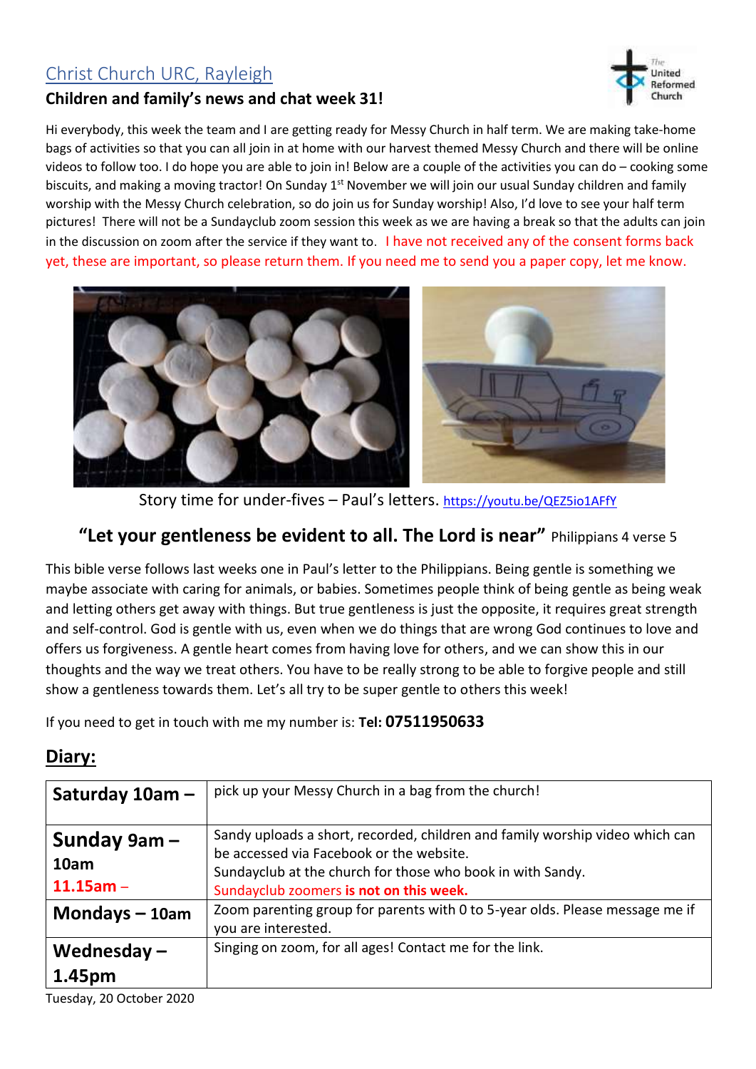# Christ Church URC, Rayleigh

**Children and family's news and chat week 31!**

Hi everybody, this week the team and I are getting ready for Messy Church in half term. We are making take-home bags of activities so that you can all join in at home with our harvest themed Messy Church and there will be online videos to follow too. I do hope you are able to join in! Below are a couple of the activities you can do – cooking some biscuits, and making a moving tractor! On Sunday 1st November we will join our usual Sunday children and family worship with the Messy Church celebration, so do join us for Sunday worship! Also, I'd love to see your half term pictures! There will not be a Sundayclub zoom session this week as we are having a break so that the adults can join in the discussion on zoom after the service if they want to. I have not received any of the consent forms back yet, these are important, so please return them. If you need me to send you a paper copy, let me know.

Story time for under-fives – Paul's letters. https://youtu.be/QEZ5io1AFfY

## "Let your gentleness be evident to all. The Lord is near" Philippians 4 verse 5

This bible verse follows last weeks one in Paul's letter to the Philippians. Being gentle is something we maybe associate with caring for animals, or babies. Sometimes people think of being gentle as being weak and letting others get away with things. But true gentleness is just the opposite, it requires great strength and self-control. God is gentle with us, even when we do things that are wrong God continues to love and offers us forgiveness. A gentle heart comes from having love for others, and we can show this in our thoughts and the way we treat others. You have to be really strong to be able to forgive people and still show a gentleness towards them. Let's all try to be super gentle to others this week!

If you need to get in touch with me my number is: **Tel: 07511950633**

## Diary:

| | |
|---|---|
| **Saturday 10am –** | pick up your Messy Church in a bag from the church! |
| **Sunday 9am – 10am 11.15am –** | Sandy uploads a short, recorded, children and family worship video which can be accessed via Facebook or the website. Sundayclub at the church for those who book in with Sandy. Sundayclub zoomers **is not on this week.** |
| **Mondays – 10am** | Zoom parenting group for parents with 0 to 5-year olds. Please message me if you are interested. |
| **Wednesday – 1.45pm** | Singing on zoom, for all ages! Contact me for the link. |

Tuesday, 20 October 2020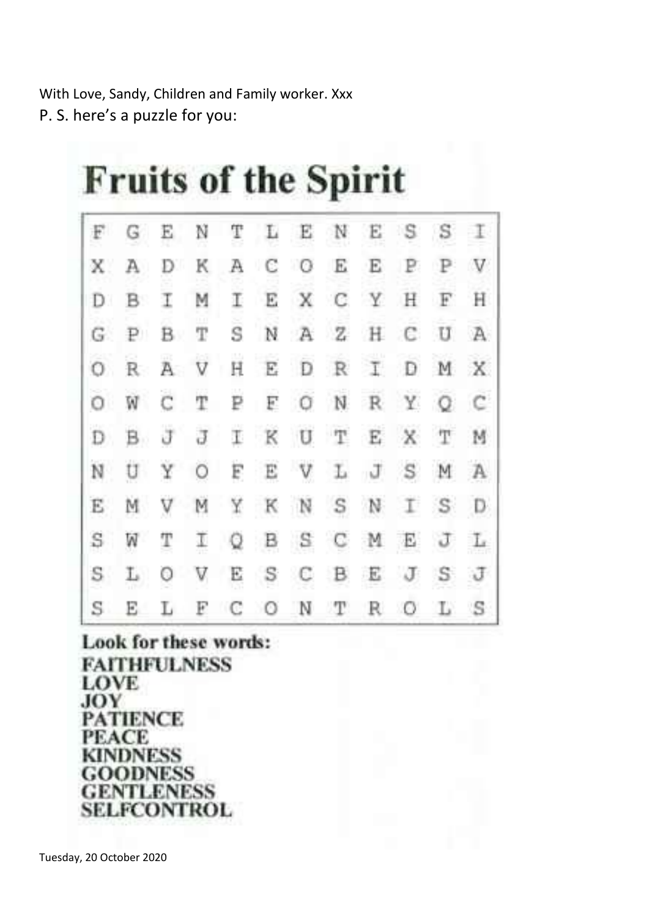With Love, Sandy, Children and Family worker. Xxx

P. S. here's a puzzle for you:

# Fruits of the Spirit

| | | | | | | | | | | | |
|---|---|---|---|---|---|---|---|---|---|---|---|
| F | G | E | N | T | L | E | N | E | S | S | I |
| X | A | D | K | A | C | O | E | E | P | P | V |
| D | B | I | M | I | E | X | C | Y | H | F | H |
| G | P | B | T | S | N | A | Z | H | C | U | A |
| O | R | A | V | H | E | D | R | I | D | M | X |
| O | W | C | T | P | F | O | N | R | Y | Q | C |
| D | B | J | J | I | K | U | T | E | X | T | M |
| N | U | Y | O | F | E | V | L | J | S | M | A |
| E | M | V | M | Y | K | N | S | N | I | S | D |
| S | W | T | I | Q | B | S | C | M | E | J | L |
| S | L | O | V | E | S | C | B | E | J | S | J |
| S | E | L | F | C | O | N | T | R | O | L | S |

**Look for these words:**
**FAITHFULNESS**
**LOVE**
**JOY**
**PATIENCE**
**PEACE**
**KINDNESS**
**GOODNESS**
**GENTLENESS**
**SELFCONTROL**

Tuesday, 20 October 2020